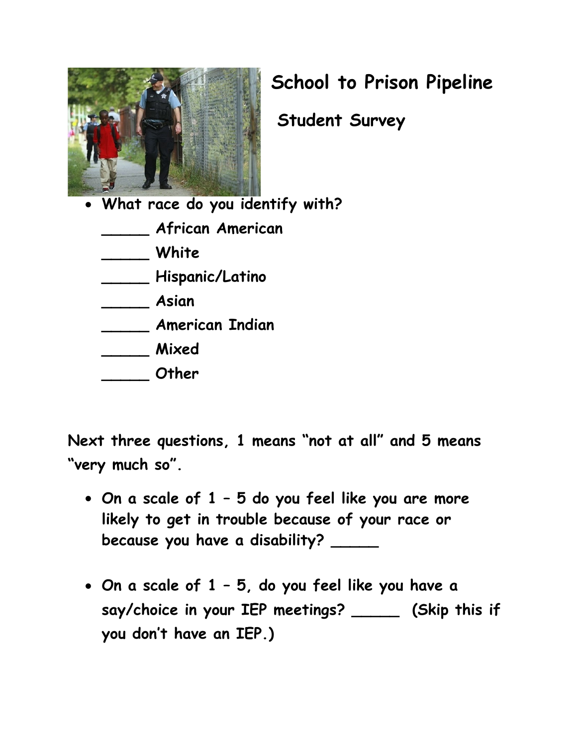# School to Prison Pipeline

## Student Survey

- **What race do you identify with?**

  **_____ African American**

  **_____ White**

  **_____ Hispanic/Latino**

  **_____ Asian**

  **_____ American Indian**

  **_____ Mixed**

  **_____ Other**

**Next three questions, 1 means "not at all" and 5 means "very much so".**

- **On a scale of 1 – 5 do you feel like you are more likely to get in trouble because of your race or because you have a disability? _____**

- **On a scale of 1 – 5, do you feel like you have a say/choice in your IEP meetings? _____ (Skip this if you don't have an IEP.)**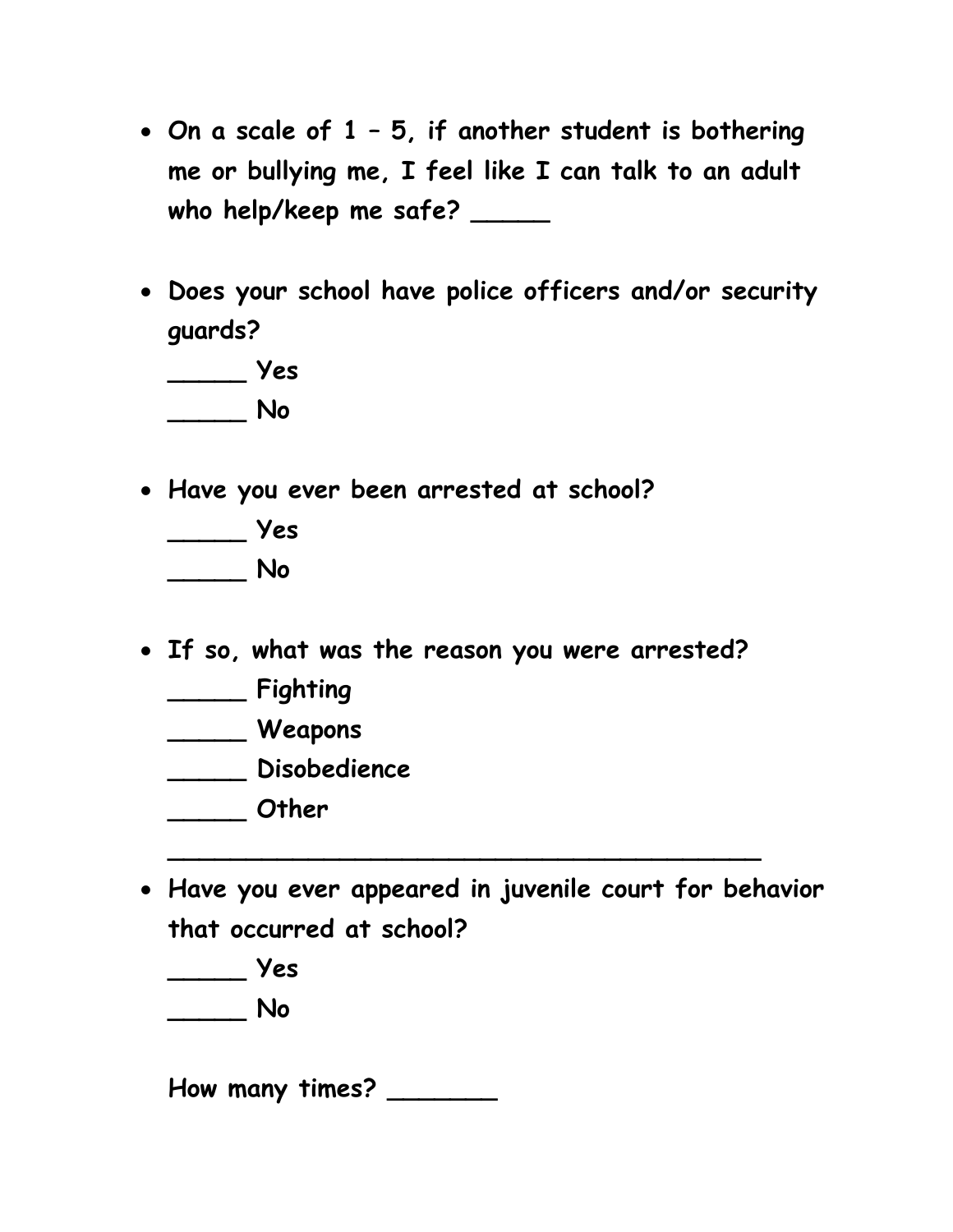- **On a scale of 1 – 5, if another student is bothering me or bullying me, I feel like I can talk to an adult who help/keep me safe? _____**

- **Does your school have police officers and/or security guards?**

  **_____ Yes**

  **_____ No**

- **Have you ever been arrested at school?**

  **_____ Yes**

  **_____ No**

- **If so, what was the reason you were arrested?**

  **_____ Fighting**

  **_____ Weapons**

  **_____ Disobedience**

  **_____ Other**

  **_________________________________________**

- **Have you ever appeared in juvenile court for behavior that occurred at school?**

  **_____ Yes**

  **_____ No**

  **How many times? _______**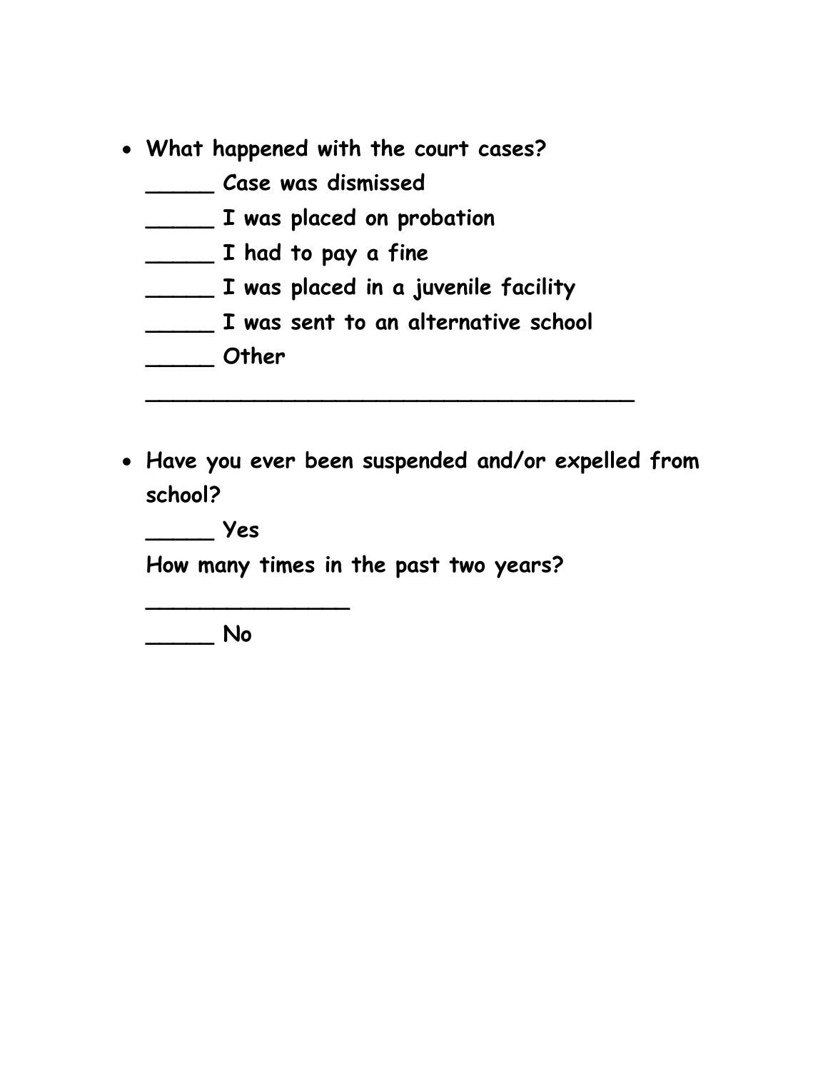- **What happened with the court cases?**

  **_____ Case was dismissed**

  **_____ I was placed on probation**

  **_____ I had to pay a fine**

  **_____ I was placed in a juvenile facility**

  **_____ I was sent to an alternative school**

  **_____ Other**

  **____________________________________**

- **Have you ever been suspended and/or expelled from school?**

  **_____ Yes**

  **How many times in the past two years?**

  **_______________**

  **_____ No**